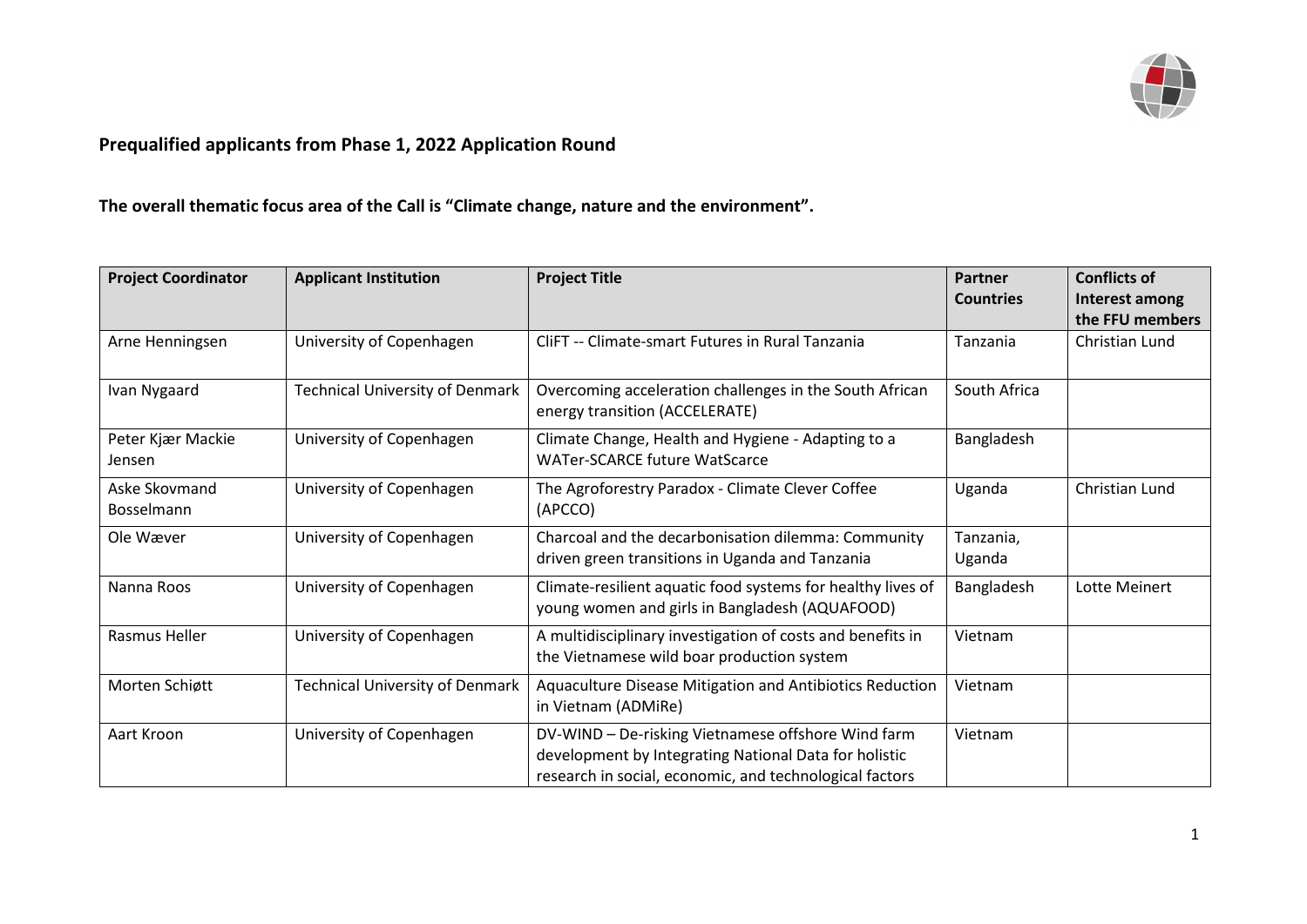**Prequalified applicants from Phase 1, 2022 Application Round**

**The overall thematic focus area of the Call is "Climate change, nature and the environment".**

| Project Coordinator | Applicant Institution | Project Title | Partner Countries | Conflicts of Interest among the FFU members |
|---|---|---|---|---|
| Arne Henningsen | University of Copenhagen | CliFT -- Climate-smart Futures in Rural Tanzania | Tanzania | Christian Lund |
| Ivan Nygaard | Technical University of Denmark | Overcoming acceleration challenges in the South African energy transition (ACCELERATE) | South Africa | |
| Peter Kjær Mackie Jensen | University of Copenhagen | Climate Change, Health and Hygiene - Adapting to a WATer-SCARCE future WatScarce | Bangladesh | |
| Aske Skovmand Bosselmann | University of Copenhagen | The Agroforestry Paradox - Climate Clever Coffee (APCCO) | Uganda | Christian Lund |
| Ole Wæver | University of Copenhagen | Charcoal and the decarbonisation dilemma: Community driven green transitions in Uganda and Tanzania | Tanzania, Uganda | |
| Nanna Roos | University of Copenhagen | Climate-resilient aquatic food systems for healthy lives of young women and girls in Bangladesh (AQUAFOOD) | Bangladesh | Lotte Meinert |
| Rasmus Heller | University of Copenhagen | A multidisciplinary investigation of costs and benefits in the Vietnamese wild boar production system | Vietnam | |
| Morten Schiøtt | Technical University of Denmark | Aquaculture Disease Mitigation and Antibiotics Reduction in Vietnam (ADMiRe) | Vietnam | |
| Aart Kroon | University of Copenhagen | DV-WIND – De-risking Vietnamese offshore Wind farm development by Integrating National Data for holistic research in social, economic, and technological factors | Vietnam | |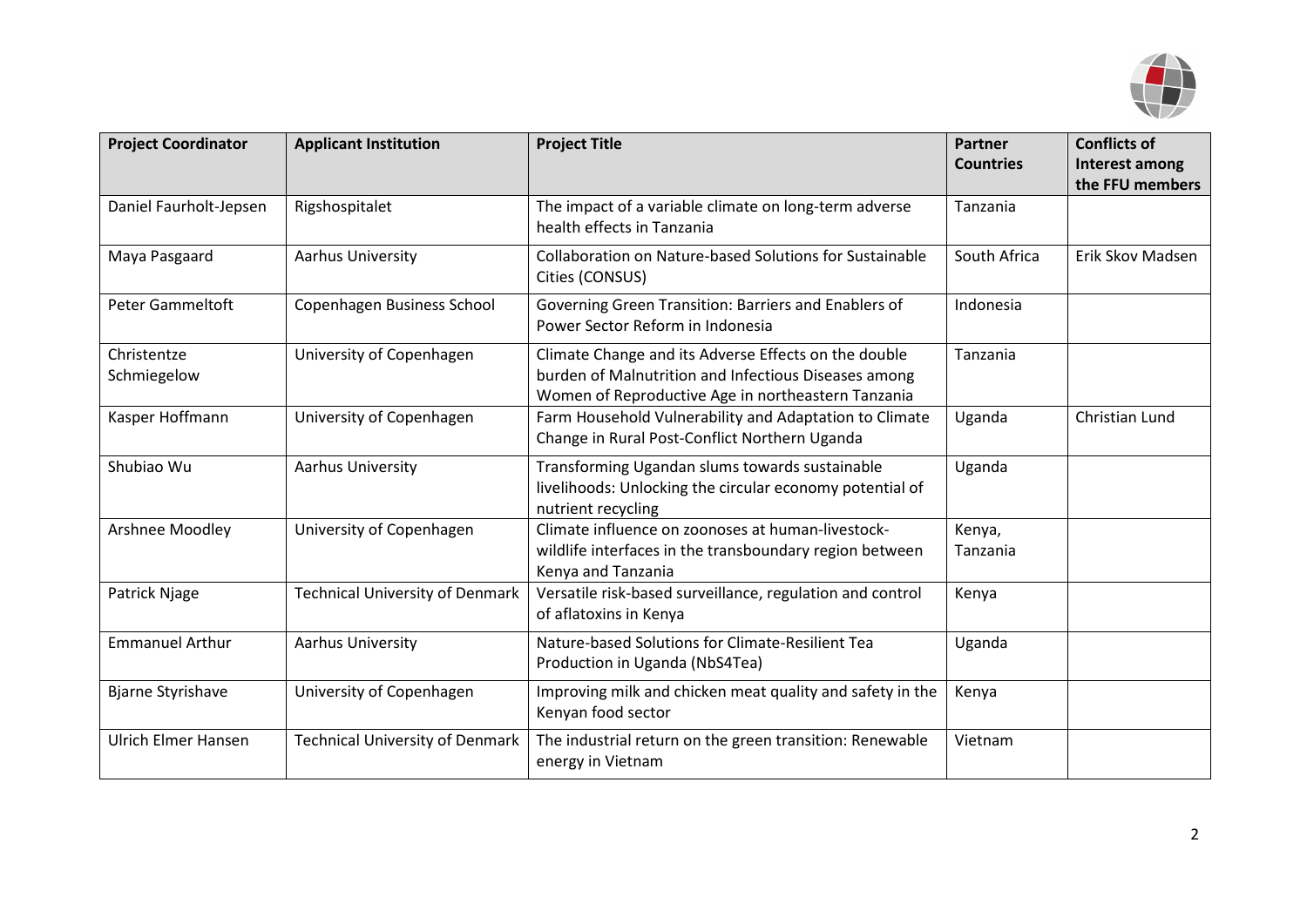| Project Coordinator | Applicant Institution | Project Title | Partner Countries | Conflicts of Interest among the FFU members |
|---|---|---|---|---|
| Daniel Faurholt-Jepsen | Rigshospitalet | The impact of a variable climate on long-term adverse health effects in Tanzania | Tanzania | |
| Maya Pasgaard | Aarhus University | Collaboration on Nature-based Solutions for Sustainable Cities (CONSUS) | South Africa | Erik Skov Madsen |
| Peter Gammeltoft | Copenhagen Business School | Governing Green Transition: Barriers and Enablers of Power Sector Reform in Indonesia | Indonesia | |
| Christentze Schmiegelow | University of Copenhagen | Climate Change and its Adverse Effects on the double burden of Malnutrition and Infectious Diseases among Women of Reproductive Age in northeastern Tanzania | Tanzania | |
| Kasper Hoffmann | University of Copenhagen | Farm Household Vulnerability and Adaptation to Climate Change in Rural Post-Conflict Northern Uganda | Uganda | Christian Lund |
| Shubiao Wu | Aarhus University | Transforming Ugandan slums towards sustainable livelihoods: Unlocking the circular economy potential of nutrient recycling | Uganda | |
| Arshnee Moodley | University of Copenhagen | Climate influence on zoonoses at human-livestock-wildlife interfaces in the transboundary region between Kenya and Tanzania | Kenya, Tanzania | |
| Patrick Njage | Technical University of Denmark | Versatile risk-based surveillance, regulation and control of aflatoxins in Kenya | Kenya | |
| Emmanuel Arthur | Aarhus University | Nature-based Solutions for Climate-Resilient Tea Production in Uganda (NbS4Tea) | Uganda | |
| Bjarne Styrishave | University of Copenhagen | Improving milk and chicken meat quality and safety in the Kenyan food sector | Kenya | |
| Ulrich Elmer Hansen | Technical University of Denmark | The industrial return on the green transition: Renewable energy in Vietnam | Vietnam | |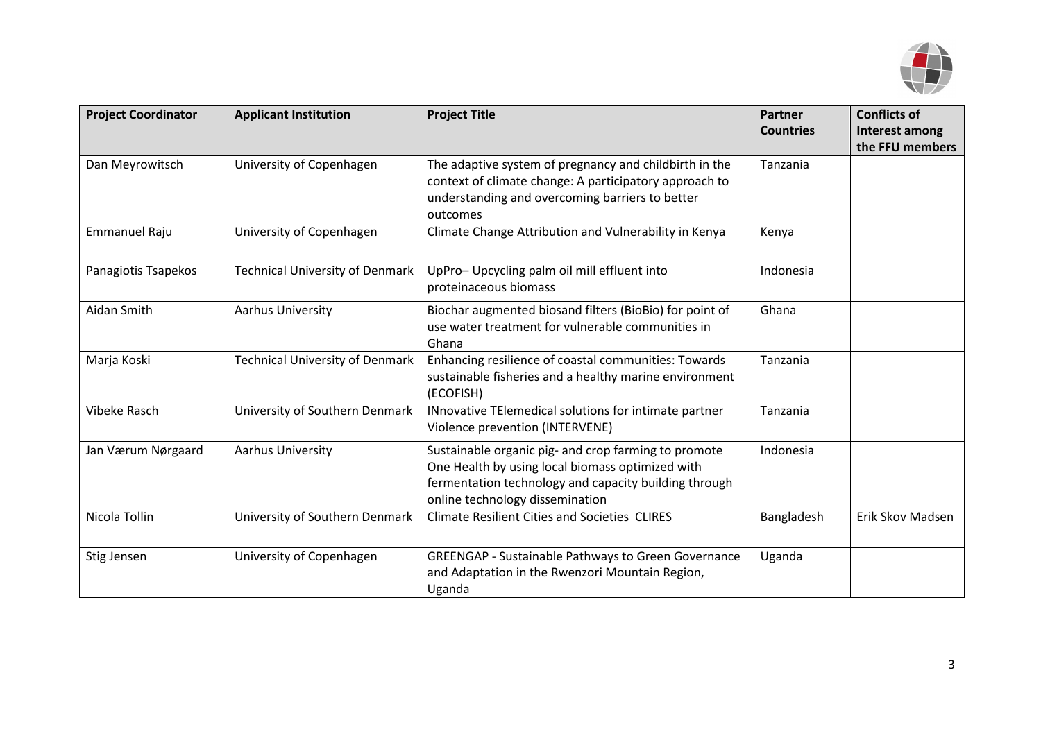| Project Coordinator | Applicant Institution | Project Title | Partner Countries | Conflicts of Interest among the FFU members |
|---|---|---|---|---|
| Dan Meyrowitsch | University of Copenhagen | The adaptive system of pregnancy and childbirth in the context of climate change: A participatory approach to understanding and overcoming barriers to better outcomes | Tanzania | |
| Emmanuel Raju | University of Copenhagen | Climate Change Attribution and Vulnerability in Kenya | Kenya | |
| Panagiotis Tsapekos | Technical University of Denmark | UpPro– Upcycling palm oil mill effluent into proteinaceous biomass | Indonesia | |
| Aidan Smith | Aarhus University | Biochar augmented biosand filters (BioBio) for point of use water treatment for vulnerable communities in Ghana | Ghana | |
| Marja Koski | Technical University of Denmark | Enhancing resilience of coastal communities: Towards sustainable fisheries and a healthy marine environment (ECOFISH) | Tanzania | |
| Vibeke Rasch | University of Southern Denmark | INnovative TElemedical solutions for intimate partner Violence prevention (INTERVENE) | Tanzania | |
| Jan Værum Nørgaard | Aarhus University | Sustainable organic pig- and crop farming to promote One Health by using local biomass optimized with fermentation technology and capacity building through online technology dissemination | Indonesia | |
| Nicola Tollin | University of Southern Denmark | Climate Resilient Cities and Societies CLIRES | Bangladesh | Erik Skov Madsen |
| Stig Jensen | University of Copenhagen | GREENGAP - Sustainable Pathways to Green Governance and Adaptation in the Rwenzori Mountain Region, Uganda | Uganda | |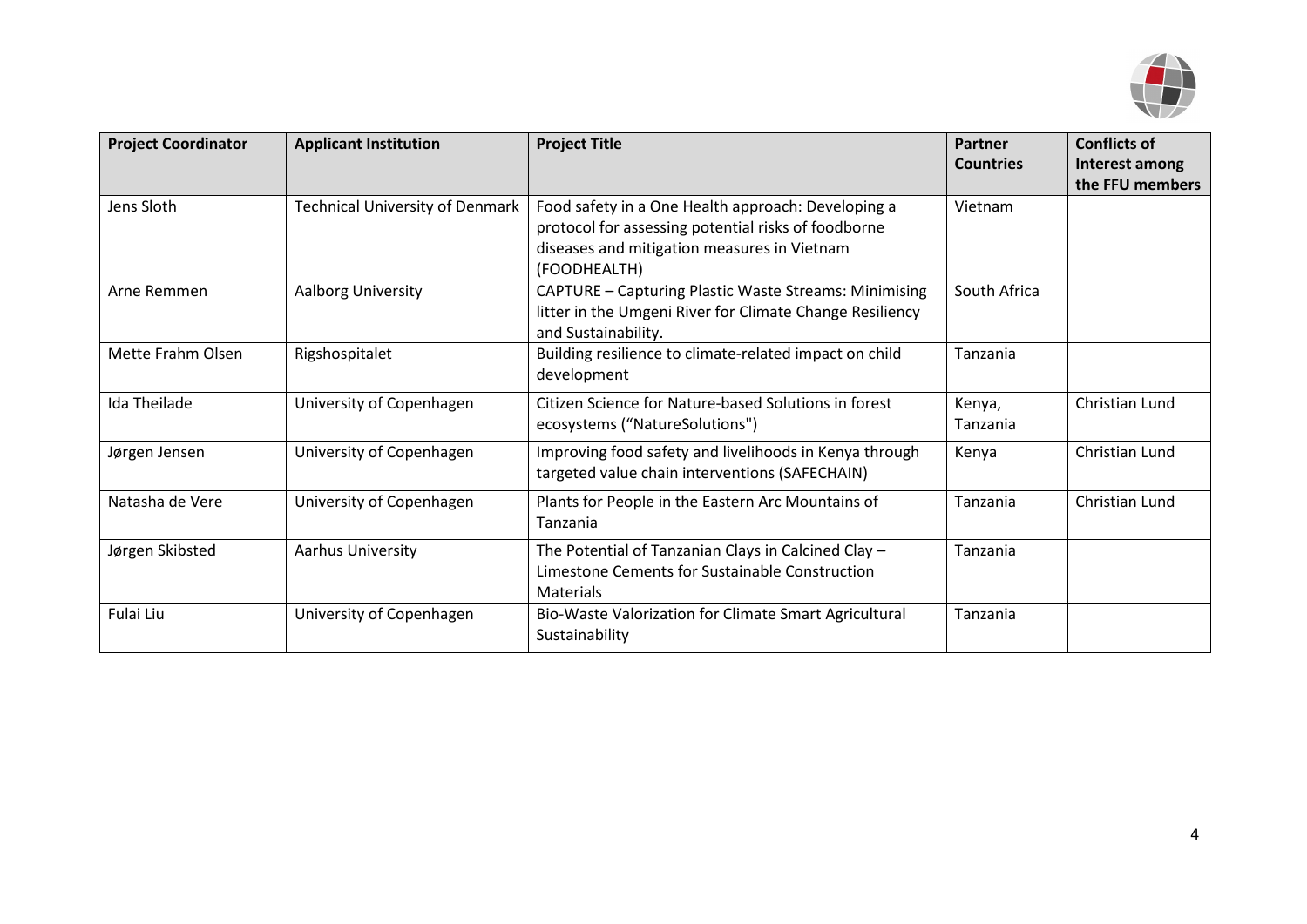| Project Coordinator | Applicant Institution | Project Title | Partner Countries | Conflicts of Interest among the FFU members |
|---|---|---|---|---|
| Jens Sloth | Technical University of Denmark | Food safety in a One Health approach: Developing a protocol for assessing potential risks of foodborne diseases and mitigation measures in Vietnam (FOODHEALTH) | Vietnam | |
| Arne Remmen | Aalborg University | CAPTURE – Capturing Plastic Waste Streams: Minimising litter in the Umgeni River for Climate Change Resiliency and Sustainability. | South Africa | |
| Mette Frahm Olsen | Rigshospitalet | Building resilience to climate-related impact on child development | Tanzania | |
| Ida Theilade | University of Copenhagen | Citizen Science for Nature-based Solutions in forest ecosystems ("NatureSolutions") | Kenya, Tanzania | Christian Lund |
| Jørgen Jensen | University of Copenhagen | Improving food safety and livelihoods in Kenya through targeted value chain interventions (SAFECHAIN) | Kenya | Christian Lund |
| Natasha de Vere | University of Copenhagen | Plants for People in the Eastern Arc Mountains of Tanzania | Tanzania | Christian Lund |
| Jørgen Skibsted | Aarhus University | The Potential of Tanzanian Clays in Calcined Clay – Limestone Cements for Sustainable Construction Materials | Tanzania | |
| Fulai Liu | University of Copenhagen | Bio-Waste Valorization for Climate Smart Agricultural Sustainability | Tanzania | |